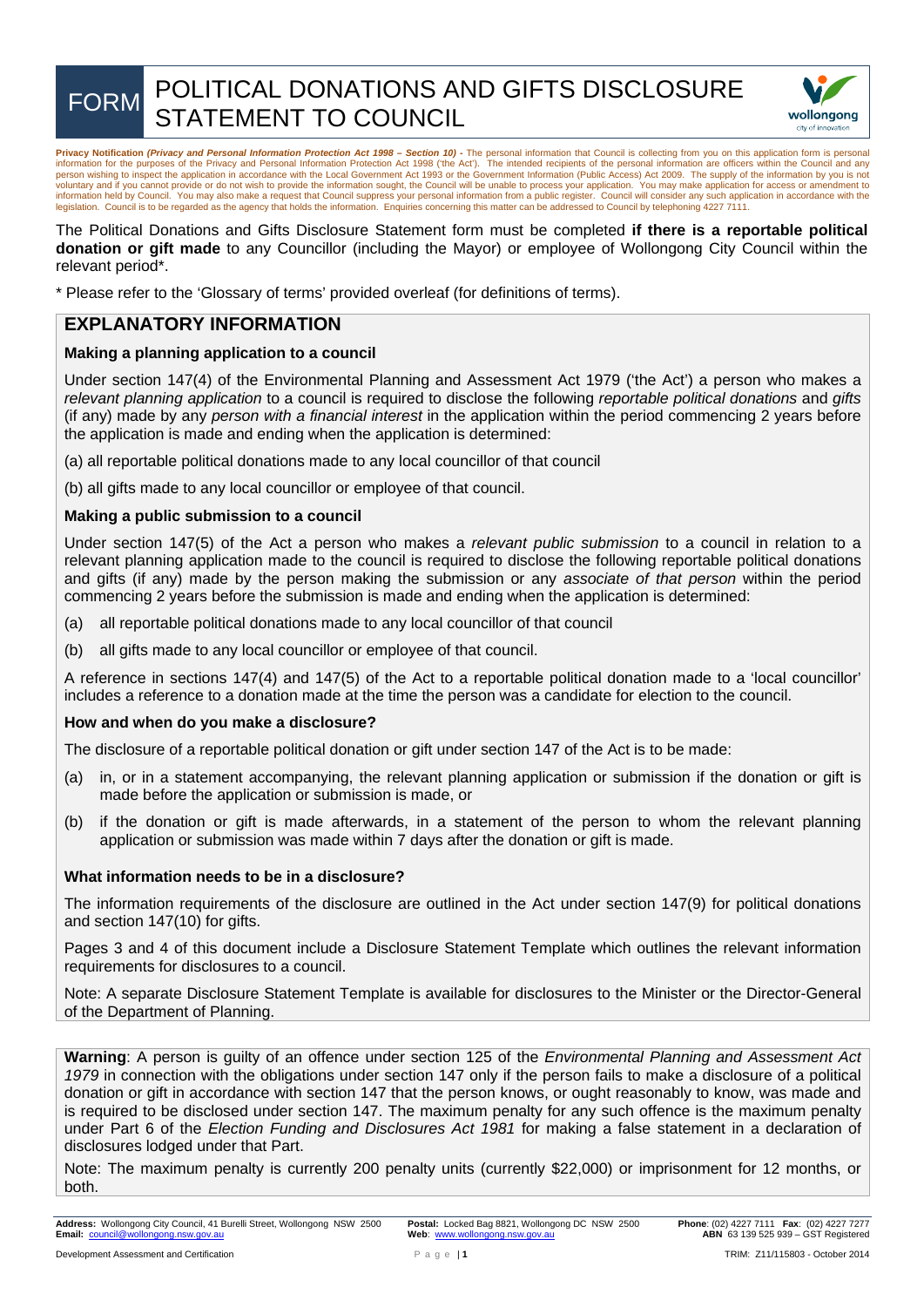# FORM POLITICAL DONATIONS AND GIFTS DISCLOSURE STATEMENT TO COUNCIL

**Privacy Notification *(Privacy and Personal Information Protection Act 1998 – Section 10)* -** The personal information that Council is collecting from you on this application form is personal information for the purposes of the Privacy and Personal Information Protection Act 1998 ('the Act'). The intended recipients of the personal information are officers within the Council and any person wishing to inspect the application in accordance with the Local Government Act 1993 or the Government Information (Public Access) Act 2009. The supply of the information by you is not voluntary and if you cannot provide or do not wish to provide the information sought, the Council will be unable to process your application. You may make application for access or amendment to information held by Council. You may also make a request that Council suppress your personal information from a public register. Council will consider any such application in accordance with the legislation. Council is to be regarded as the agency that holds the information. Enquiries concerning this matter can be addressed to Council by telephoning 4227 7111.

The Political Donations and Gifts Disclosure Statement form must be completed **if there is a reportable political donation or gift made** to any Councillor (including the Mayor) or employee of Wollongong City Council within the relevant period*.

* Please refer to the 'Glossary of terms' provided overleaf (for definitions of terms).

## EXPLANATORY INFORMATION

### Making a planning application to a council

Under section 147(4) of the Environmental Planning and Assessment Act 1979 ('the Act') a person who makes a *relevant planning application* to a council is required to disclose the following *reportable political donations* and *gifts* (if any) made by any *person with a financial interest* in the application within the period commencing 2 years before the application is made and ending when the application is determined:

(a) all reportable political donations made to any local councillor of that council

(b) all gifts made to any local councillor or employee of that council.

### Making a public submission to a council

Under section 147(5) of the Act a person who makes a *relevant public submission* to a council in relation to a relevant planning application made to the council is required to disclose the following reportable political donations and gifts (if any) made by the person making the submission or any *associate of that person* within the period commencing 2 years before the submission is made and ending when the application is determined:

(a) all reportable political donations made to any local councillor of that council

(b) all gifts made to any local councillor or employee of that council.

A reference in sections 147(4) and 147(5) of the Act to a reportable political donation made to a 'local councillor' includes a reference to a donation made at the time the person was a candidate for election to the council.

### How and when do you make a disclosure?

The disclosure of a reportable political donation or gift under section 147 of the Act is to be made:

(a) in, or in a statement accompanying, the relevant planning application or submission if the donation or gift is made before the application or submission is made, or

(b) if the donation or gift is made afterwards, in a statement of the person to whom the relevant planning application or submission was made within 7 days after the donation or gift is made.

### What information needs to be in a disclosure?

The information requirements of the disclosure are outlined in the Act under section 147(9) for political donations and section 147(10) for gifts.

Pages 3 and 4 of this document include a Disclosure Statement Template which outlines the relevant information requirements for disclosures to a council.

Note: A separate Disclosure Statement Template is available for disclosures to the Minister or the Director-General of the Department of Planning.

**Warning**: A person is guilty of an offence under section 125 of the *Environmental Planning and Assessment Act 1979* in connection with the obligations under section 147 only if the person fails to make a disclosure of a political donation or gift in accordance with section 147 that the person knows, or ought reasonably to know, was made and is required to be disclosed under section 147. The maximum penalty for any such offence is the maximum penalty under Part 6 of the *Election Funding and Disclosures Act 1981* for making a false statement in a declaration of disclosures lodged under that Part.

Note: The maximum penalty is currently 200 penalty units (currently $22,000) or imprisonment for 12 months, or both.

**Address:** Wollongong City Council, 41 Burelli Street, Wollongong NSW 2500 **Email:** council@wollongong.nsw.gov.au
**Postal:** Locked Bag 8821, Wollongong DC NSW 2500 **Web**: www.wollongong.nsw.gov.au
**Phone**: (02) 4227 7111 **Fax**: (02) 4227 7277 **ABN** 63 139 525 939 – GST Registered

Development Assessment and Certification TRIM: Z11/115803 - October 2014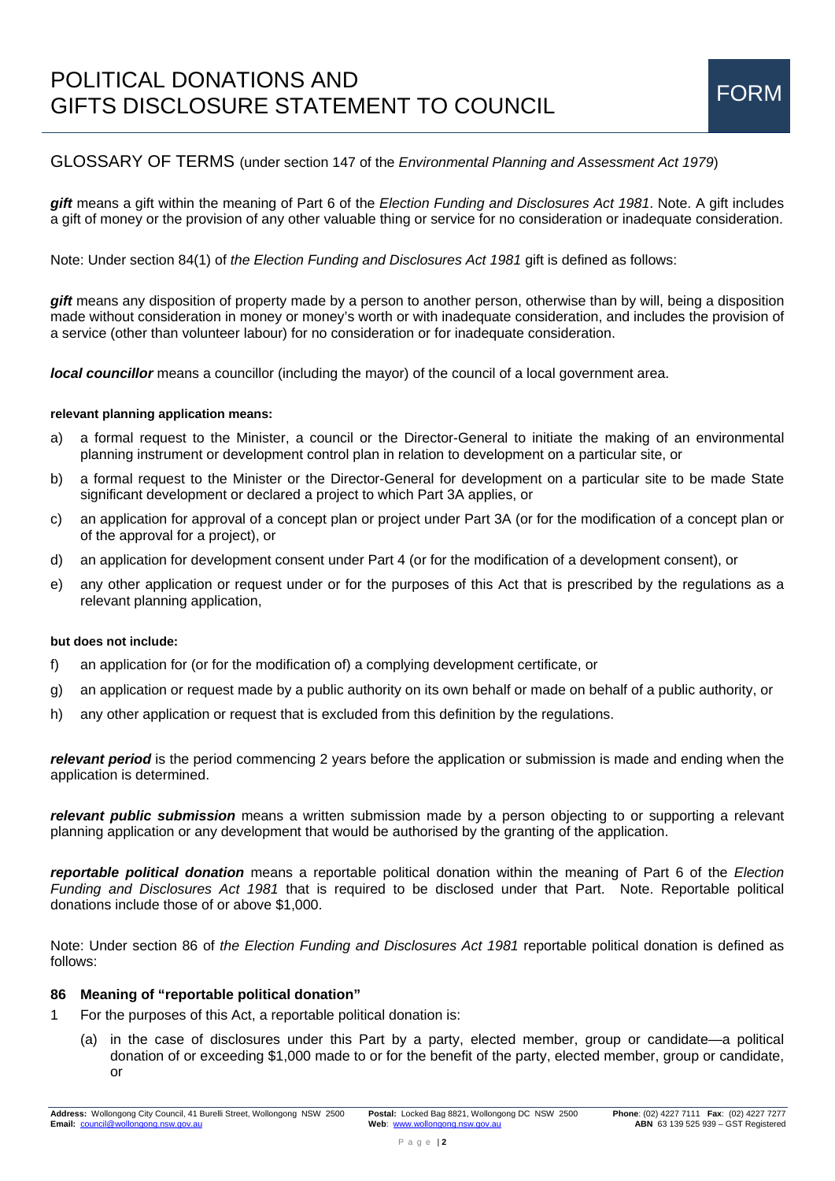# POLITICAL DONATIONS AND GIFTS DISCLOSURE STATEMENT TO COUNCIL

FORM

## GLOSSARY OF TERMS (under section 147 of the *Environmental Planning and Assessment Act 1979*)

***gift*** means a gift within the meaning of Part 6 of the *Election Funding and Disclosures Act 1981*. Note. A gift includes a gift of money or the provision of any other valuable thing or service for no consideration or inadequate consideration.

Note: Under section 84(1) of *the Election Funding and Disclosures Act 1981* gift is defined as follows:

***gift*** means any disposition of property made by a person to another person, otherwise than by will, being a disposition made without consideration in money or money's worth or with inadequate consideration, and includes the provision of a service (other than volunteer labour) for no consideration or for inadequate consideration.

***local councillor*** means a councillor (including the mayor) of the council of a local government area.

**relevant planning application means:**

a) a formal request to the Minister, a council or the Director-General to initiate the making of an environmental planning instrument or development control plan in relation to development on a particular site, or

b) a formal request to the Minister or the Director-General for development on a particular site to be made State significant development or declared a project to which Part 3A applies, or

c) an application for approval of a concept plan or project under Part 3A (or for the modification of a concept plan or of the approval for a project), or

d) an application for development consent under Part 4 (or for the modification of a development consent), or

e) any other application or request under or for the purposes of this Act that is prescribed by the regulations as a relevant planning application,

**but does not include:**

f) an application for (or for the modification of) a complying development certificate, or

g) an application or request made by a public authority on its own behalf or made on behalf of a public authority, or

h) any other application or request that is excluded from this definition by the regulations.

***relevant period*** is the period commencing 2 years before the application or submission is made and ending when the application is determined.

***relevant public submission*** means a written submission made by a person objecting to or supporting a relevant planning application or any development that would be authorised by the granting of the application.

***reportable political donation*** means a reportable political donation within the meaning of Part 6 of the *Election Funding and Disclosures Act 1981* that is required to be disclosed under that Part. Note. Reportable political donations include those of or above $1,000.

Note: Under section 86 of *the Election Funding and Disclosures Act 1981* reportable political donation is defined as follows:

**86 Meaning of "reportable political donation"**

1 For the purposes of this Act, a reportable political donation is:

(a) in the case of disclosures under this Part by a party, elected member, group or candidate—a political donation of or exceeding $1,000 made to or for the benefit of the party, elected member, group or candidate, or

**Address:** Wollongong City Council, 41 Burelli Street, Wollongong NSW 2500 **Email:** council@wollongong.nsw.gov.au
**Postal:** Locked Bag 8821, Wollongong DC NSW 2500 **Web**: www.wollongong.nsw.gov.au
**Phone**: (02) 4227 7111 **Fax**: (02) 4227 7277 **ABN** 63 139 525 939 – GST Registered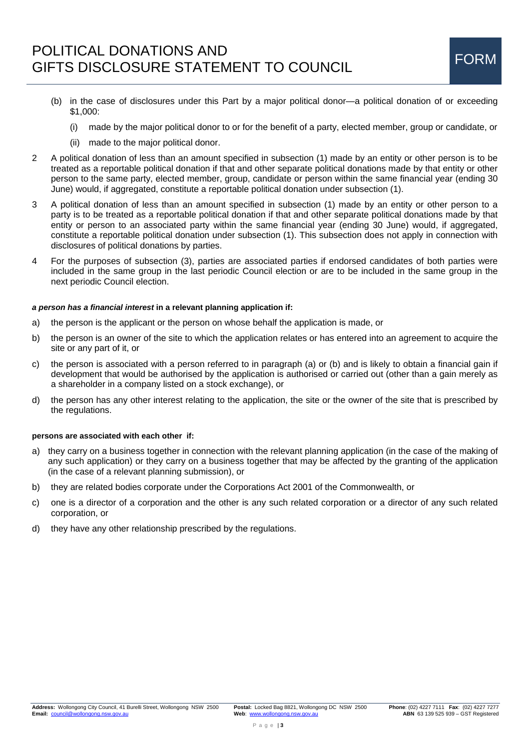(b) in the case of disclosures under this Part by a major political donor—a political donation of or exceeding $1,000:

   (i) made by the major political donor to or for the benefit of a party, elected member, group or candidate, or

   (ii) made to the major political donor.

2 A political donation of less than an amount specified in subsection (1) made by an entity or other person is to be treated as a reportable political donation if that and other separate political donations made by that entity or other person to the same party, elected member, group, candidate or person within the same financial year (ending 30 June) would, if aggregated, constitute a reportable political donation under subsection (1).

3 A political donation of less than an amount specified in subsection (1) made by an entity or other person to a party is to be treated as a reportable political donation if that and other separate political donations made by that entity or person to an associated party within the same financial year (ending 30 June) would, if aggregated, constitute a reportable political donation under subsection (1). This subsection does not apply in connection with disclosures of political donations by parties.

4 For the purposes of subsection (3), parties are associated parties if endorsed candidates of both parties were included in the same group in the last periodic Council election or are to be included in the same group in the next periodic Council election.

***a person has a financial interest* in a relevant planning application if:**

a) the person is the applicant or the person on whose behalf the application is made, or

b) the person is an owner of the site to which the application relates or has entered into an agreement to acquire the site or any part of it, or

c) the person is associated with a person referred to in paragraph (a) or (b) and is likely to obtain a financial gain if development that would be authorised by the application is authorised or carried out (other than a gain merely as a shareholder in a company listed on a stock exchange), or

d) the person has any other interest relating to the application, the site or the owner of the site that is prescribed by the regulations.

**persons are associated with each other if:**

a) they carry on a business together in connection with the relevant planning application (in the case of the making of any such application) or they carry on a business together that may be affected by the granting of the application (in the case of a relevant planning submission), or

b) they are related bodies corporate under the Corporations Act 2001 of the Commonwealth, or

c) one is a director of a corporation and the other is any such related corporation or a director of any such related corporation, or

d) they have any other relationship prescribed by the regulations.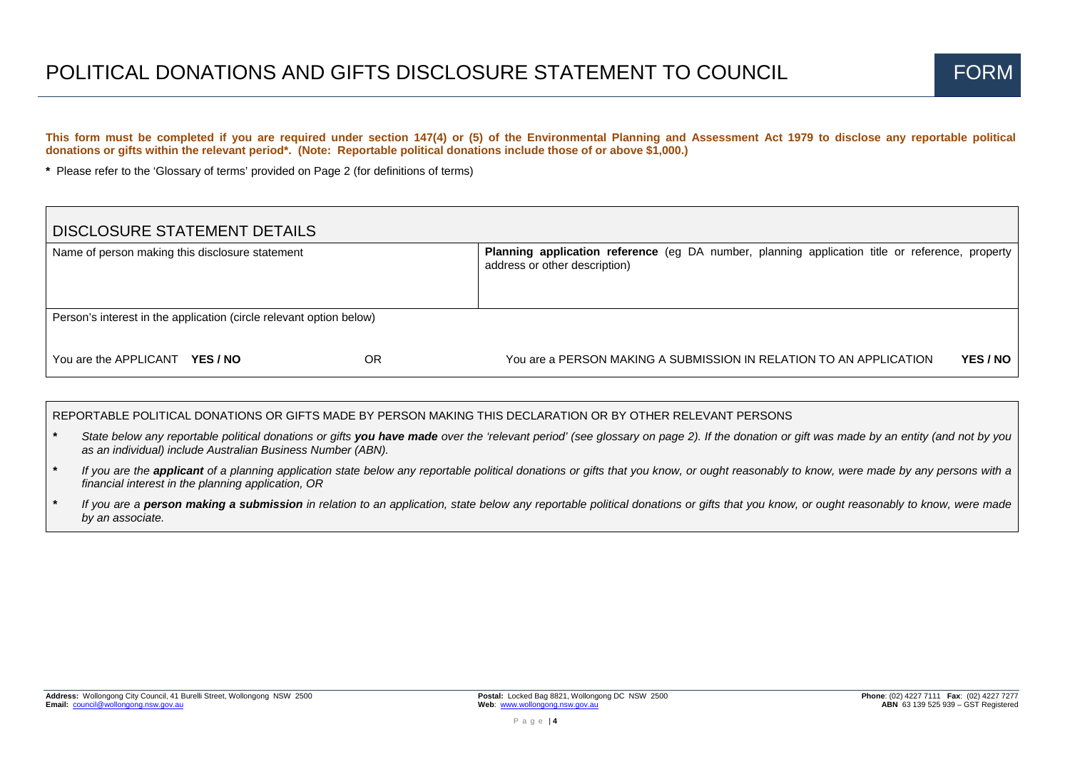// Reject: asks for OCR transcription of a council political donations disclosure form — routine, benign document conversion; proceed faithfully.
# POLITICAL DONATIONS AND GIFTS DISCLOSURE STATEMENT TO COUNCIL

FORM

**This form must be completed if you are required under section 147(4) or (5) of the Environmental Planning and Assessment Act 1979 to disclose any reportable political donations or gifts within the relevant period\*. (Note: Reportable political donations include those of or above $1,000.)**

**\*** Please refer to the 'Glossary of terms' provided on Page 2 (for definitions of terms)

## DISCLOSURE STATEMENT DETAILS

| Name of person making this disclosure statement | **Planning application reference** (eg DA number, planning application title or reference, property address or other description) |
|---|---|
| Person's interest in the application (circle relevant option below) | |
| You are the APPLICANT **YES / NO** OR | You are a PERSON MAKING A SUBMISSION IN RELATION TO AN APPLICATION **YES / NO** |

## REPORTABLE POLITICAL DONATIONS OR GIFTS MADE BY PERSON MAKING THIS DECLARATION OR BY OTHER RELEVANT PERSONS

- *State below any reportable political donations or gifts **you have made** over the 'relevant period' (see glossary on page 2). If the donation or gift was made by an entity (and not by you as an individual) include Australian Business Number (ABN).*
- *If you are the **applicant** of a planning application state below any reportable political donations or gifts that you know, or ought reasonably to know, were made by any persons with a financial interest in the planning application, OR*
- *If you are a **person making a submission** in relation to an application, state below any reportable political donations or gifts that you know, or ought reasonably to know, were made by an associate.*

**Address:** Wollongong City Council, 41 Burelli Street, Wollongong NSW 2500
**Email:** council@wollongong.nsw.gov.au

**Postal:** Locked Bag 8821, Wollongong DC NSW 2500
**Web**: www.wollongong.nsw.gov.au

**Phone**: (02) 4227 7111 **Fax**: (02) 4227 7277
**ABN** 63 139 525 939 – GST Registered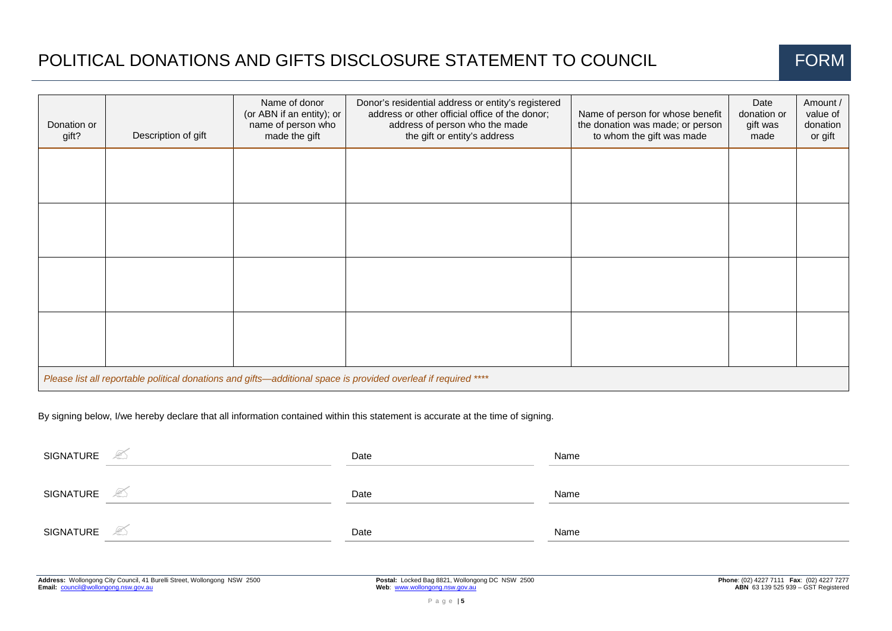# POLITICAL DONATIONS AND GIFTS DISCLOSURE STATEMENT TO COUNCIL

FORM

| Donation or gift? | Description of gift | Name of donor (or ABN if an entity); or name of person who made the gift | Donor's residential address or entity's registered address or other official office of the donor; address of person who the made the gift or entity's address | Name of person for whose benefit the donation was made; or person to whom the gift was made | Date donation or gift was made | Amount / value of donation or gift |
|---|---|---|---|---|---|---|
| | | | | | | |
| | | | | | | |
| | | | | | | |
| | | | | | | |

*Please list all reportable political donations and gifts—additional space is provided overleaf if required \*\*\*\**

By signing below, I/we hereby declare that all information contained within this statement is accurate at the time of signing.

SIGNATURE ______________________ Date ______________ Name ______________________

SIGNATURE ______________________ Date ______________ Name ______________________

SIGNATURE ______________________ Date ______________ Name ______________________

**Address:** Wollongong City Council, 41 Burelli Street, Wollongong NSW 2500
**Email:** council@wollongong.nsw.gov.au

**Postal:** Locked Bag 8821, Wollongong DC NSW 2500
**Web**: www.wollongong.nsw.gov.au

**Phone**: (02) 4227 7111 **Fax**: (02) 4227 7277
**ABN** 63 139 525 939 – GST Registered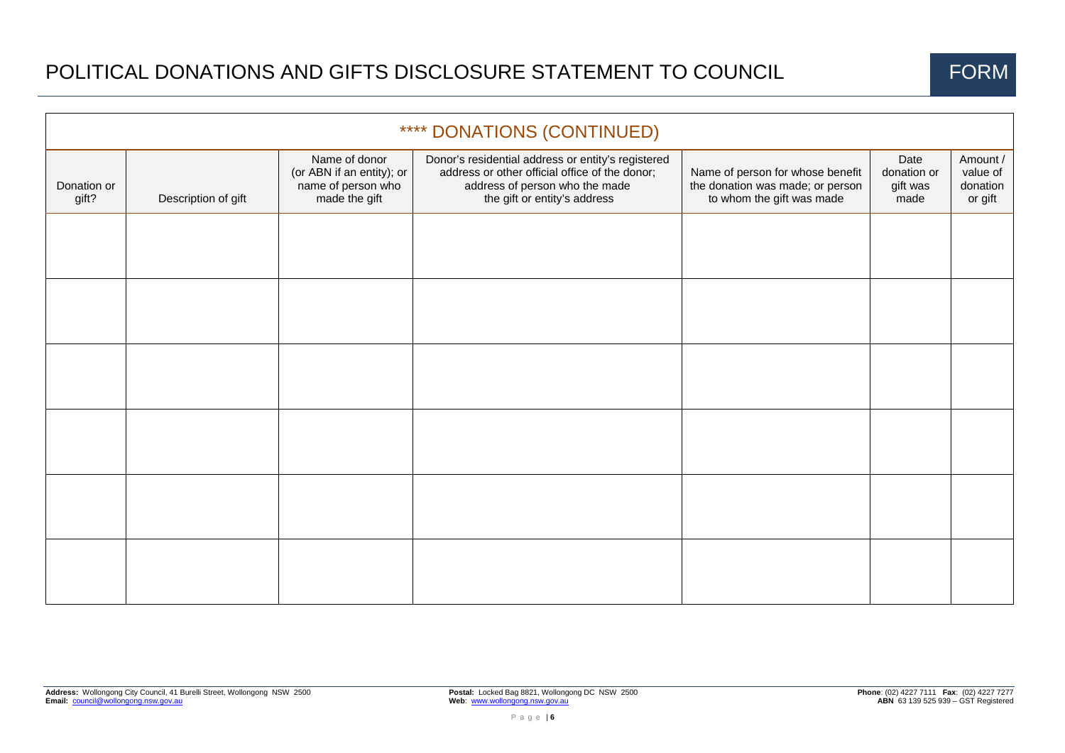# POLITICAL DONATIONS AND GIFTS DISCLOSURE STATEMENT TO COUNCIL

FORM

## **** DONATIONS (CONTINUED)

| Donation or gift? | Description of gift | Name of donor (or ABN if an entity); or name of person who made the gift | Donor's residential address or entity's registered address or other official office of the donor; address of person who the made the gift or entity's address | Name of person for whose benefit the donation was made; or person to whom the gift was made | Date donation or gift was made | Amount / value of donation or gift |
|---|---|---|---|---|---|---|
| | | | | | | |
| | | | | | | |
| | | | | | | |
| | | | | | | |
| | | | | | | |
| | | | | | | |

**Address:** Wollongong City Council, 41 Burelli Street, Wollongong NSW 2500
**Email:** council@wollongong.nsw.gov.au
**Postal:** Locked Bag 8821, Wollongong DC NSW 2500
**Web**: www.wollongong.nsw.gov.au
**Phone**: (02) 4227 7111 **Fax**: (02) 4227 7277
**ABN** 63 139 525 939 – GST Registered